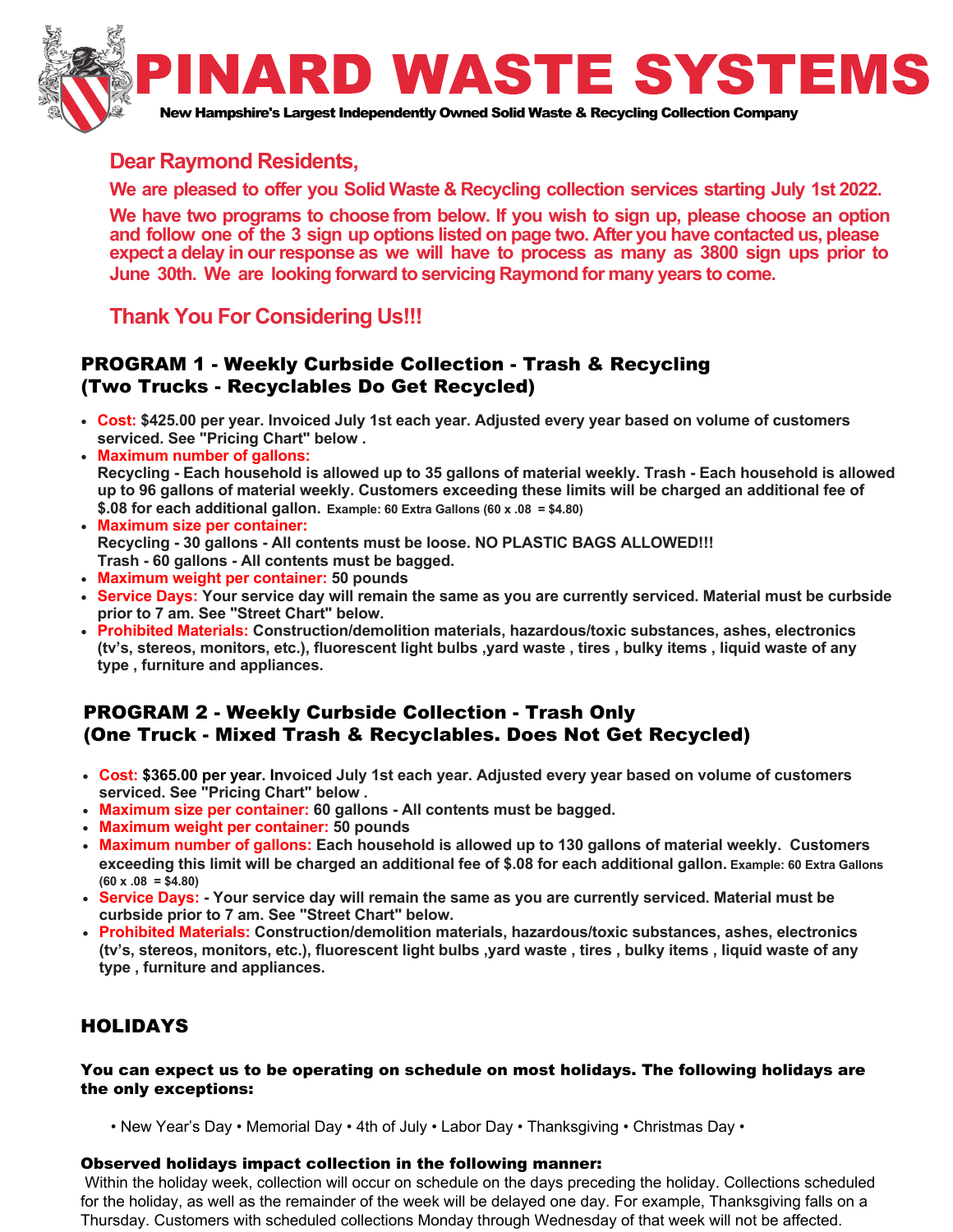# PINARD WASTE SYSTEMS

**New Hampshire's Largest Independently Owned Solid Waste & Recycling Collection Company**

## Dear Raymond Residents,

**We are pleased to offer you Solid Waste & Recycling collection services starting July 1st 2022.**

**We have two programs to choose from below. If you wish to sign up, please choose an option and follow one of the 3 sign up options listed on page two. After you have contacted us, please expect a delay in our response as we will have to process as many as 3800 sign ups prior to June 30th. We are looking forward to servicing Raymond for many years to come.**

**Thank You For Considering Us!!!**

## PROGRAM 1 - Weekly Curbside Collection - Trash & Recycling (Two Trucks - Recyclables Do Get Recycled)

- **Cost:** $425.00 per year. Invoiced July 1st each year. Adjusted every year based on volume of customers serviced. See "Pricing Chart" below .
- **Maximum number of gallons:**
  Recycling - Each household is allowed up to 35 gallons of material weekly. Trash - Each household is allowed up to 96 gallons of material weekly. Customers exceeding these limits will be charged an additional fee of $.08 for each additional gallon. Example: 60 Extra Gallons (60 x .08 = $4.80)
- **Maximum size per container:**
  Recycling - 30 gallons - All contents must be loose. NO PLASTIC BAGS ALLOWED!!!
  Trash - 60 gallons - All contents must be bagged.
- **Maximum weight per container:** 50 pounds
- **Service Days:** Your service day will remain the same as you are currently serviced. Material must be curbside prior to 7 am. See "Street Chart" below.
- **Prohibited Materials:** Construction/demolition materials, hazardous/toxic substances, ashes, electronics (tv's, stereos, monitors, etc.), fluorescent light bulbs ,yard waste , tires , bulky items , liquid waste of any type , furniture and appliances.

## PROGRAM 2 - Weekly Curbside Collection - Trash Only (One Truck - Mixed Trash & Recyclables. Does Not Get Recycled)

- **Cost:** $365.00 per year. Invoiced July 1st each year. Adjusted every year based on volume of customers serviced. See "Pricing Chart" below .
- **Maximum size per container:** 60 gallons - All contents must be bagged.
- **Maximum weight per container:** 50 pounds
- **Maximum number of gallons:** Each household is allowed up to 130 gallons of material weekly. Customers exceeding this limit will be charged an additional fee of $.08 for each additional gallon. Example: 60 Extra Gallons (60 x .08 = $4.80)
- **Service Days:** - Your service day will remain the same as you are currently serviced. Material must be curbside prior to 7 am. See "Street Chart" below.
- **Prohibited Materials:** Construction/demolition materials, hazardous/toxic substances, ashes, electronics (tv's, stereos, monitors, etc.), fluorescent light bulbs ,yard waste , tires , bulky items , liquid waste of any type , furniture and appliances.

## HOLIDAYS

**You can expect us to be operating on schedule on most holidays. The following holidays are the only exceptions:**

• New Year's Day • Memorial Day • 4th of July • Labor Day • Thanksgiving • Christmas Day •

**Observed holidays impact collection in the following manner:**

Within the holiday week, collection will occur on schedule on the days preceding the holiday. Collections scheduled for the holiday, as well as the remainder of the week will be delayed one day. For example, Thanksgiving falls on a Thursday. Customers with scheduled collections Monday through Wednesday of that week will not be affected.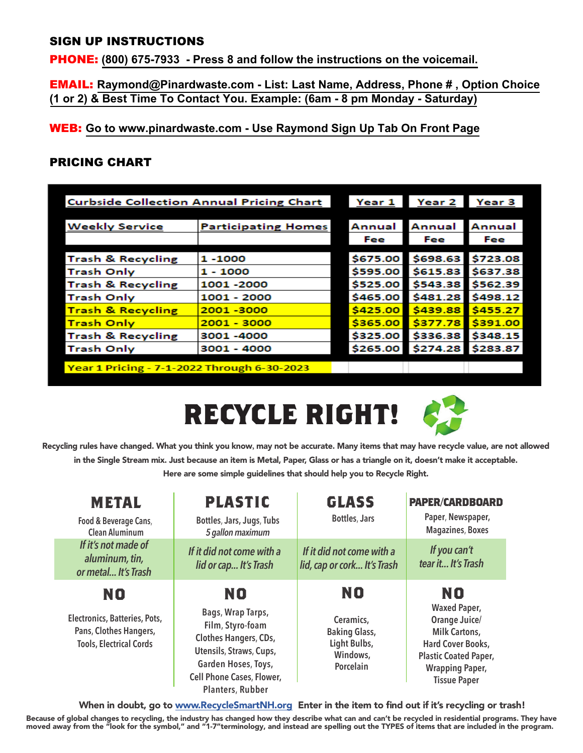## SIGN UP INSTRUCTIONS

**PHONE:** **(800) 675-7933 - Press 8 and follow the instructions on the voicemail.**

**EMAIL:** **Raymond@Pinardwaste.com - List: Last Name, Address, Phone # , Option Choice (1 or 2) & Best Time To Contact You. Example: (6am - 8 pm Monday - Saturday)**

**WEB:** **Go to www.pinardwaste.com - Use Raymond Sign Up Tab On Front Page**

## PRICING CHART

| Curbside Collection Annual Pricing Chart | | Year 1 | Year 2 | Year 3 |
|---|---|---|---|---|
| Weekly Service | Participating Homes | Annual Fee | Annual Fee | Annual Fee |
| Trash & Recycling | 1 -1000 | $675.00 | $698.63 | $723.08 |
| Trash Only | 1 - 1000 | $595.00 | $615.83 | $637.38 |
| Trash & Recycling | 1001 -2000 | $525.00 | $543.38 | $562.39 |
| Trash Only | 1001 - 2000 | $465.00 | $481.28 | $498.12 |
| Trash & Recycling | 2001 -3000 | $425.00 | $439.88 | $455.27 |
| Trash Only | 2001 - 3000 | $365.00 | $377.78 | $391.00 |
| Trash & Recycling | 3001 -4000 | $325.00 | $336.38 | $348.15 |
| Trash Only | 3001 - 4000 | $265.00 | $274.28 | $283.87 |

Year 1 Pricing - 7-1-2022 Through 6-30-2023

# RECYCLE RIGHT!

Recycling rules have changed. What you think you know, may not be accurate. Many items that may have recycle value, are not allowed in the Single Stream mix. Just because an item is Metal, Paper, Glass or has a triangle on it, doesn't make it acceptable. Here are some simple guidelines that should help you to Recycle Right.

| METAL | PLASTIC | GLASS | PAPER/CARDBOARD |
|---|---|---|---|
| Food & Beverage Cans, Clean Aluminum | Bottles, Jars, Jugs, Tubs *5 gallon maximum* | Bottles, Jars | Paper, Newspaper, Magazines, Boxes |
| *If it's not made of aluminum, tin, or metal... It's Trash* | *If it did not come with a lid or cap... It's Trash* | *If it did not come with a lid, cap or cork... It's Trash* | *If you can't tear it... It's Trash* |
| **NO** | **NO** | **NO** | **NO** |
| Electronics, Batteries, Pots, Pans, Clothes Hangers, Tools, Electrical Cords | Bags, Wrap Tarps, Film, Styro-foam Clothes Hangers, CDs, Utensils, Straws, Cups, Garden Hoses, Toys, Cell Phone Cases, Flower, Planters, Rubber | Ceramics, Baking Glass, Light Bulbs, Windows, Porcelain | Waxed Paper, Orange Juice/ Milk Cartons, Hard Cover Books, Plastic Coated Paper, Wrapping Paper, Tissue Paper |

**When in doubt, go to www.RecycleSmartNH.org Enter in the item to find out if it's recycling or trash!**

**Because of global changes to recycling, the industry has changed how they describe what can and can't be recycled in residential programs. They have moved away from the "look for the symbol," and "1-7"terminology, and instead are spelling out the TYPES of items that are included in the program.**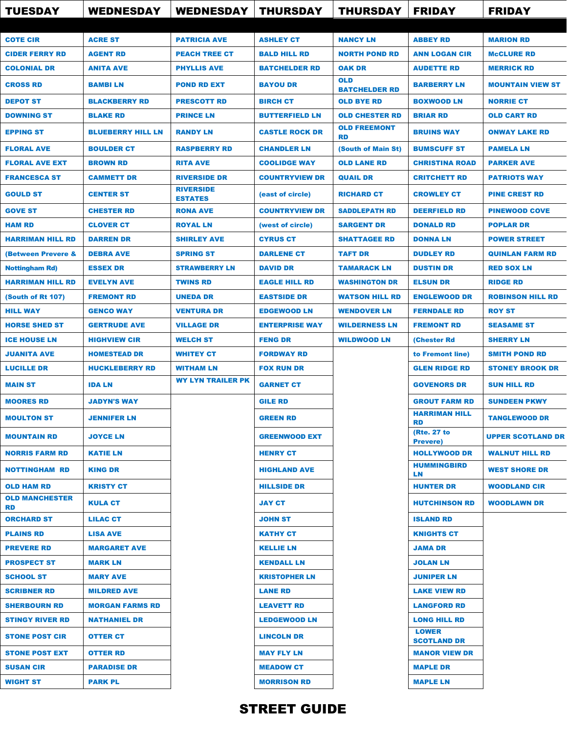| TUESDAY | WEDNESDAY | WEDNESDAY | THURSDAY | THURSDAY | FRIDAY | FRIDAY |
|---|---|---|---|---|---|---|
| | | | | | | |
| COTE CIR | ACRE ST | PATRICIA AVE | ASHLEY CT | NANCY LN | ABBEY RD | MARION RD |
| CIDER FERRY RD | AGENT RD | PEACH TREE CT | BALD HILL RD | NORTH POND RD | ANN LOGAN CIR | McCLURE RD |
| COLONIAL DR | ANITA AVE | PHYLLIS AVE | BATCHELDER RD | OAK DR | AUDETTE RD | MERRICK RD |
| CROSS RD | BAMBI LN | POND RD EXT | BAYOU DR | OLD BATCHELDER RD | BARBERRY LN | MOUNTAIN VIEW ST |
| DEPOT ST | BLACKBERRY RD | PRESCOTT RD | BIRCH CT | OLD BYE RD | BOXWOOD LN | NORRIE CT |
| DOWNING ST | BLAKE RD | PRINCE LN | BUTTERFIELD LN | OLD CHESTER RD | BRIAR RD | OLD CART RD |
| EPPING ST | BLUEBERRY HILL LN | RANDY LN | CASTLE ROCK DR | OLD FREEMONT RD | BRUINS WAY | ONWAY LAKE RD |
| FLORAL AVE | BOULDER CT | RASPBERRY RD | CHANDLER LN | (South of Main St) | BUMSCUFF ST | PAMELA LN |
| FLORAL AVE EXT | BROWN RD | RITA AVE | COOLIDGE WAY | OLD LANE RD | CHRISTINA ROAD | PARKER AVE |
| FRANCESCA ST | CAMMETT DR | RIVERSIDE DR | COUNTRYVIEW DR | QUAIL DR | CRITCHETT RD | PATRIOTS WAY |
| GOULD ST | CENTER ST | RIVERSIDE ESTATES | (east of circle) | RICHARD CT | CROWLEY CT | PINE CREST RD |
| GOVE ST | CHESTER RD | RONA AVE | COUNTRYVIEW DR | SADDLEPATH RD | DEERFIELD RD | PINEWOOD COVE |
| HAM RD | CLOVER CT | ROYAL LN | (west of circle) | SARGENT DR | DONALD RD | POPLAR DR |
| HARRIMAN HILL RD | DARREN DR | SHIRLEY AVE | CYRUS CT | SHATTAGEE RD | DONNA LN | POWER STREET |
| (Between Prevere & | DEBRA AVE | SPRING ST | DARLENE CT | TAFT DR | DUDLEY RD | QUINLAN FARM RD |
| Nottingham Rd) | ESSEX DR | STRAWBERRY LN | DAVID DR | TAMARACK LN | DUSTIN DR | RED SOX LN |
| HARRIMAN HILL RD | EVELYN AVE | TWINS RD | EAGLE HILL RD | WASHINGTON DR | ELSUN DR | RIDGE RD |
| (South of Rt 107) | FREMONT RD | UNEDA DR | EASTSIDE DR | WATSON HILL RD | ENGLEWOOD DR | ROBINSON HILL RD |
| HILL WAY | GENCO WAY | VENTURA DR | EDGEWOOD LN | WENDOVER LN | FERNDALE RD | ROY ST |
| HORSE SHED ST | GERTRUDE AVE | VILLAGE DR | ENTERPRISE WAY | WILDERNESS LN | FREMONT RD | SEASAME ST |
| ICE HOUSE LN | HIGHVIEW CIR | WELCH ST | FENG DR | WILDWOOD LN | (Chester Rd | SHERRY LN |
| JUANITA AVE | HOMESTEAD DR | WHITEY CT | FORDWAY RD | | to Fremont line) | SMITH POND RD |
| LUCILLE DR | HUCKLEBERRY RD | WITHAM LN | FOX RUN DR | | GLEN RIDGE RD | STONEY BROOK DR |
| MAIN ST | IDA LN | WY LYN TRAILER PK | GARNET CT | | GOVENORS DR | SUN HILL RD |
| MOORES RD | JADYN'S WAY | | GILE RD | | GROUT FARM RD | SUNDEEN PKWY |
| MOULTON ST | JENNIFER LN | | GREEN RD | | HARRIMAN HILL RD | TANGLEWOOD DR |
| MOUNTAIN RD | JOYCE LN | | GREENWOOD EXT | | (Rte. 27 to Prevere) | UPPER SCOTLAND DR |
| NORRIS FARM RD | KATIE LN | | HENRY CT | | HOLLYWOOD DR | WALNUT HILL RD |
| NOTTINGHAM RD | KING DR | | HIGHLAND AVE | | HUMMINGBIRD LN | WEST SHORE DR |
| OLD HAM RD | KRISTY CT | | HILLSIDE DR | | HUNTER DR | WOODLAND CIR |
| OLD MANCHESTER RD | KULA CT | | JAY CT | | HUTCHINSON RD | WOODLAWN DR |
| ORCHARD ST | LILAC CT | | JOHN ST | | ISLAND RD | |
| PLAINS RD | LISA AVE | | KATHY CT | | KNIGHTS CT | |
| PREVERE RD | MARGARET AVE | | KELLIE LN | | JAMA DR | |
| PROSPECT ST | MARK LN | | KENDALL LN | | JOLAN LN | |
| SCHOOL ST | MARY AVE | | KRISTOPHER LN | | JUNIPER LN | |
| SCRIBNER RD | MILDRED AVE | | LANE RD | | LAKE VIEW RD | |
| SHERBOURN RD | MORGAN FARMS RD | | LEAVETT RD | | LANGFORD RD | |
| STINGY RIVER RD | NATHANIEL DR | | LEDGEWOOD LN | | LONG HILL RD | |
| STONE POST CIR | OTTER CT | | LINCOLN DR | | LOWER SCOTLAND DR | |
| STONE POST EXT | OTTER RD | | MAY FLY LN | | MANOR VIEW DR | |
| SUSAN CIR | PARADISE DR | | MEADOW CT | | MAPLE DR | |
| WIGHT ST | PARK PL | | MORRISON RD | | MAPLE LN | |

# STREET GUIDE